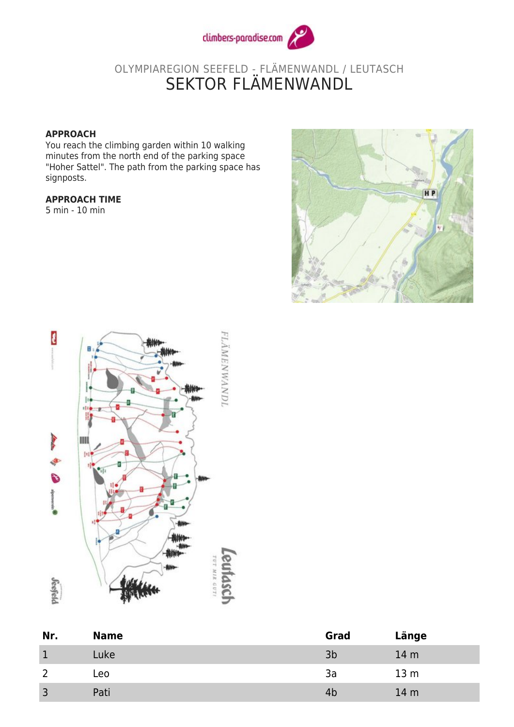climbers-paradise.com

OLYMPIAREGION SEEFELD - FLÄMENWANDL / LEUTASCH

# SEKTOR FLÄMENWANDL

**APPROACH**

You reach the climbing garden within 10 walking minutes from the north end of the parking space "Hoher Sattel". The path from the parking space has signposts.

**APPROACH TIME**

5 min - 10 min

| Nr. | Name | Grad | Länge |
|---|---|---|---|
| 1 | Luke | 3b | 14 m |
| 2 | Leo | 3a | 13 m |
| 3 | Pati | 4b | 14 m |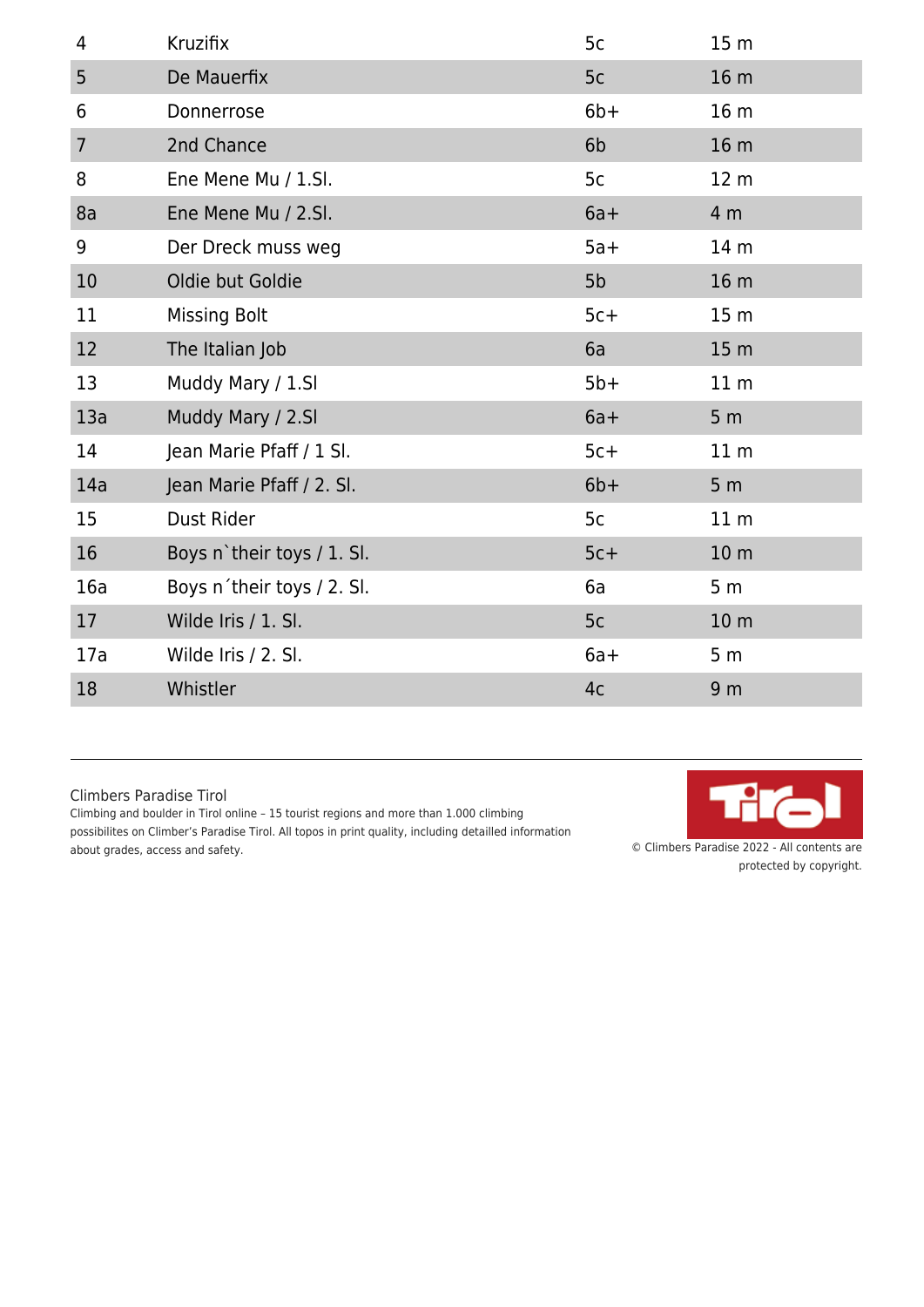| | | | |
|---|---|---|---|
| 4 | Kruzifix | 5c | 15 m |
| 5 | De Mauerfix | 5c | 16 m |
| 6 | Donnerrose | 6b+ | 16 m |
| 7 | 2nd Chance | 6b | 16 m |
| 8 | Ene Mene Mu / 1.Sl. | 5c | 12 m |
| 8a | Ene Mene Mu / 2.Sl. | 6a+ | 4 m |
| 9 | Der Dreck muss weg | 5a+ | 14 m |
| 10 | Oldie but Goldie | 5b | 16 m |
| 11 | Missing Bolt | 5c+ | 15 m |
| 12 | The Italian Job | 6a | 15 m |
| 13 | Muddy Mary / 1.Sl | 5b+ | 11 m |
| 13a | Muddy Mary / 2.Sl | 6a+ | 5 m |
| 14 | Jean Marie Pfaff / 1 Sl. | 5c+ | 11 m |
| 14a | Jean Marie Pfaff / 2. Sl. | 6b+ | 5 m |
| 15 | Dust Rider | 5c | 11 m |
| 16 | Boys n`their toys / 1. Sl. | 5c+ | 10 m |
| 16a | Boys n´their toys / 2. Sl. | 6a | 5 m |
| 17 | Wilde Iris / 1. Sl. | 5c | 10 m |
| 17a | Wilde Iris / 2. Sl. | 6a+ | 5 m |
| 18 | Whistler | 4c | 9 m |

Climbers Paradise Tirol

Climbing and boulder in Tirol online – 15 tourist regions and more than 1.000 climbing possibilites on Climber's Paradise Tirol. All topos in print quality, including detailled information about grades, access and safety.

© Climbers Paradise 2022 - All contents are protected by copyright.